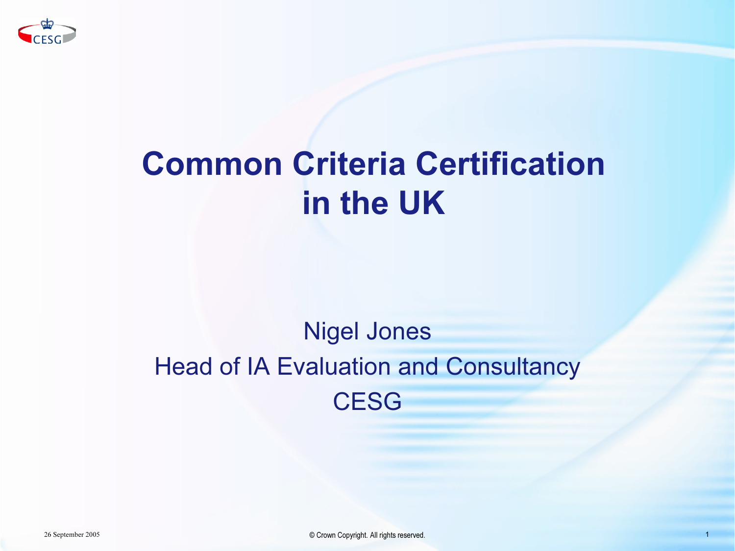# Common Criteria Certification in the UK

Nigel Jones

Head of IA Evaluation and Consultancy

CESG

26 September 2005

© Crown Copyright. All rights reserved.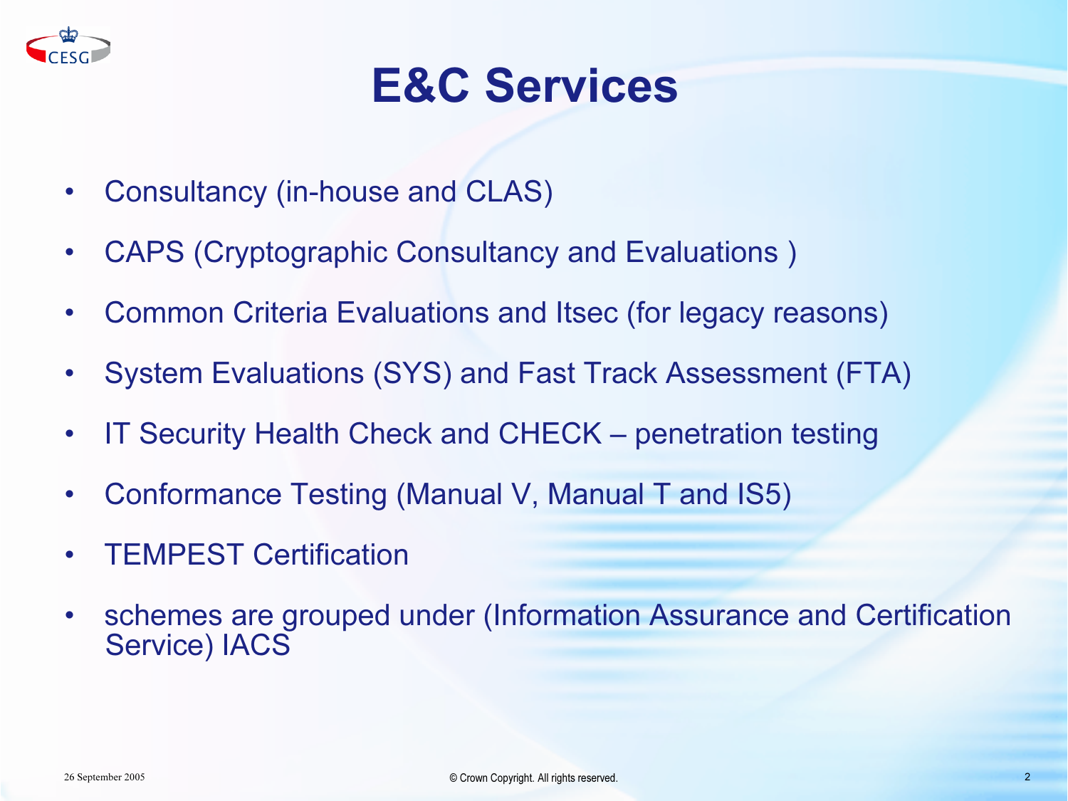# E&C Services

- Consultancy (in-house and CLAS)
- CAPS (Cryptographic Consultancy and Evaluations )
- Common Criteria Evaluations and Itsec (for legacy reasons)
- System Evaluations (SYS) and Fast Track Assessment (FTA)
- IT Security Health Check and CHECK – penetration testing
- Conformance Testing (Manual V, Manual T and IS5)
- TEMPEST Certification
- schemes are grouped under (Information Assurance and Certification Service) IACS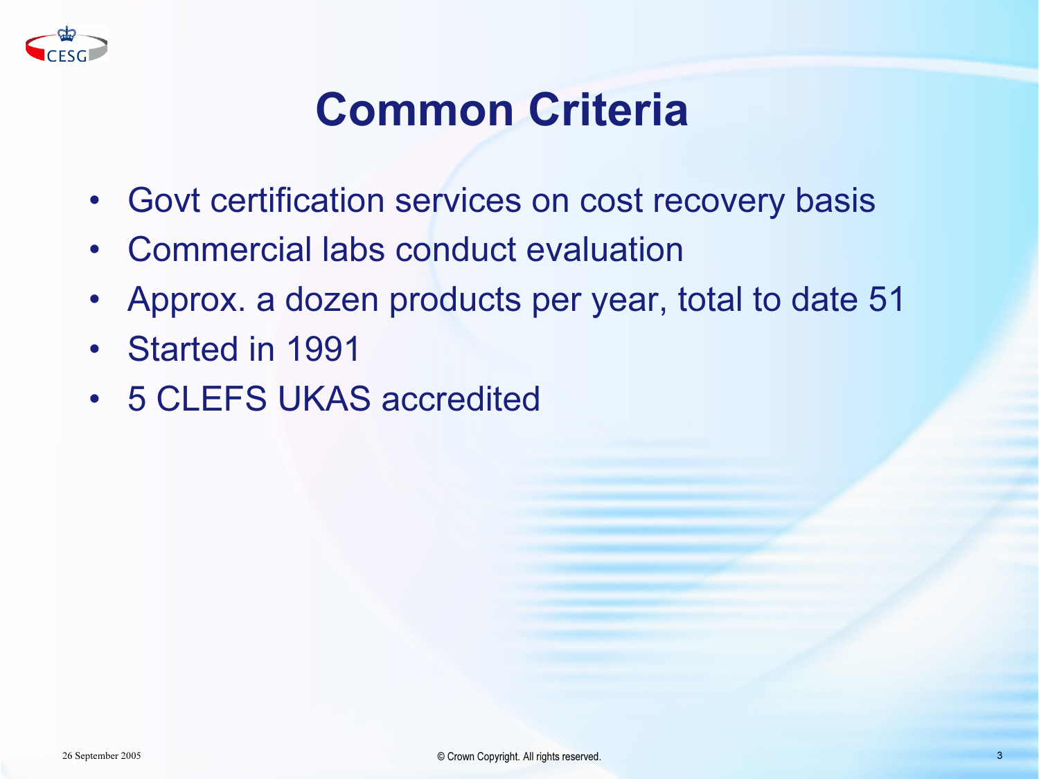# Common Criteria

- Govt certification services on cost recovery basis
- Commercial labs conduct evaluation
- Approx. a dozen products per year, total to date 51
- Started in 1991
- 5 CLEFS UKAS accredited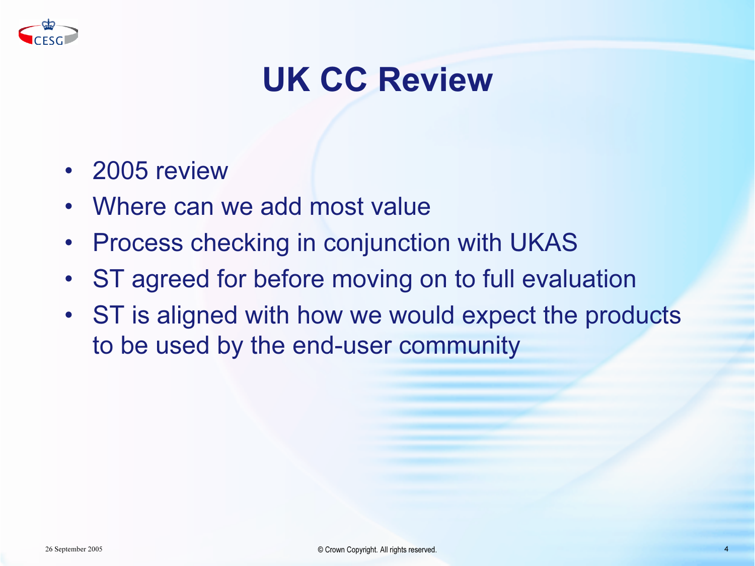# UK CC Review

- 2005 review
- Where can we add most value
- Process checking in conjunction with UKAS
- ST agreed for before moving on to full evaluation
- ST is aligned with how we would expect the products to be used by the end-user community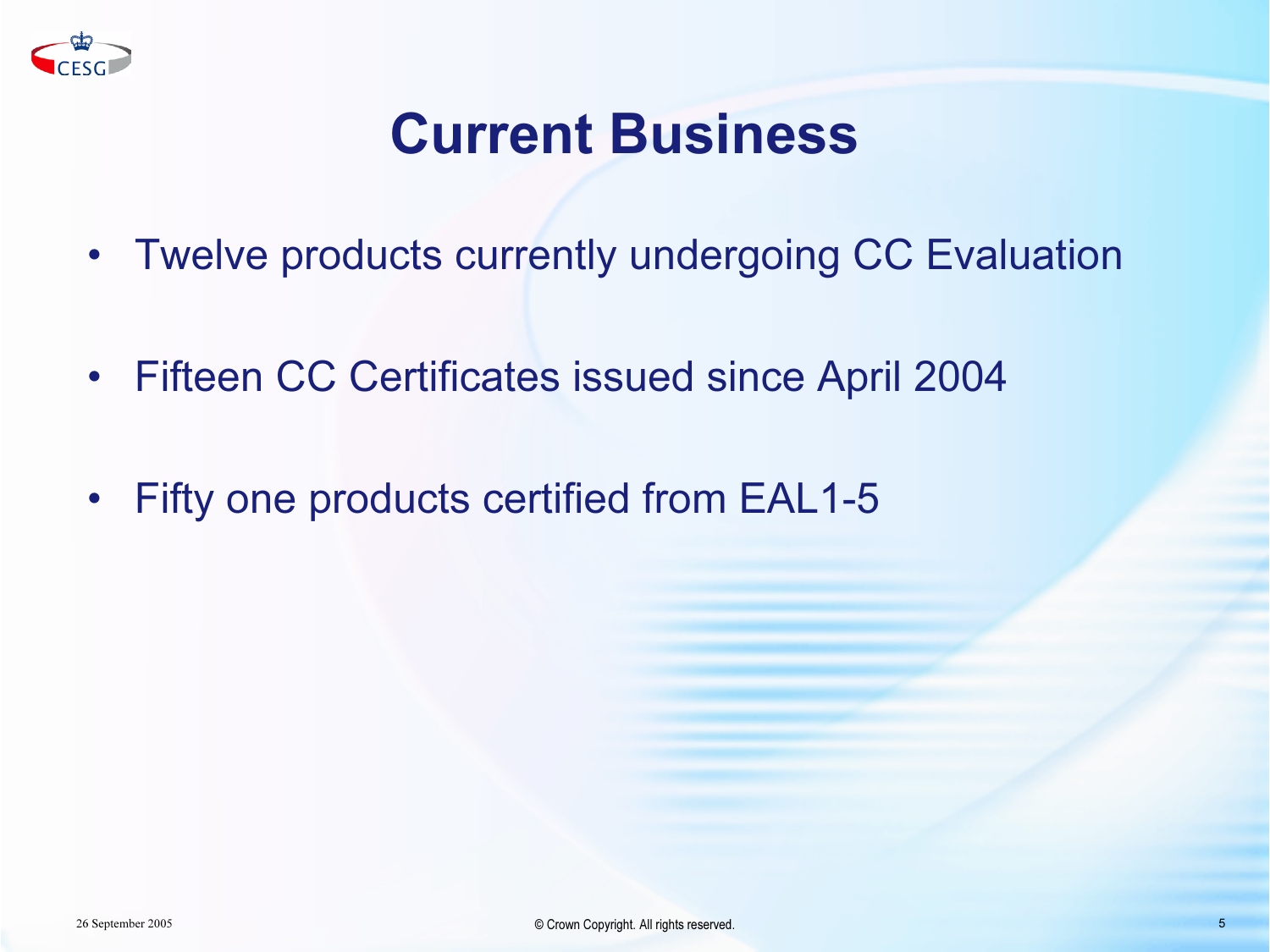# Current Business

- Twelve products currently undergoing CC Evaluation
- Fifteen CC Certificates issued since April 2004
- Fifty one products certified from EAL1-5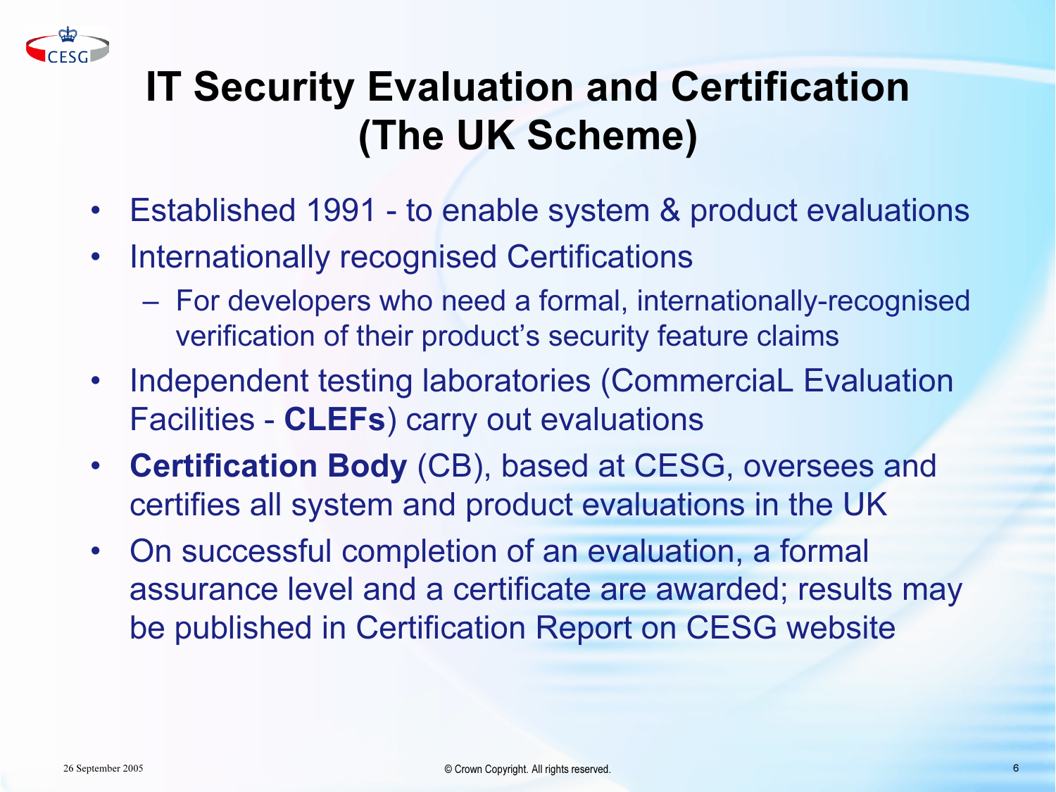# IT Security Evaluation and Certification (The UK Scheme)

- Established 1991 - to enable system & product evaluations
- Internationally recognised Certifications
  - For developers who need a formal, internationally-recognised verification of their product's security feature claims
- Independent testing laboratories (CommerciaL Evaluation Facilities - **CLEFs**) carry out evaluations
- **Certification Body** (CB), based at CESG, oversees and certifies all system and product evaluations in the UK
- On successful completion of an evaluation, a formal assurance level and a certificate are awarded; results may be published in Certification Report on CESG website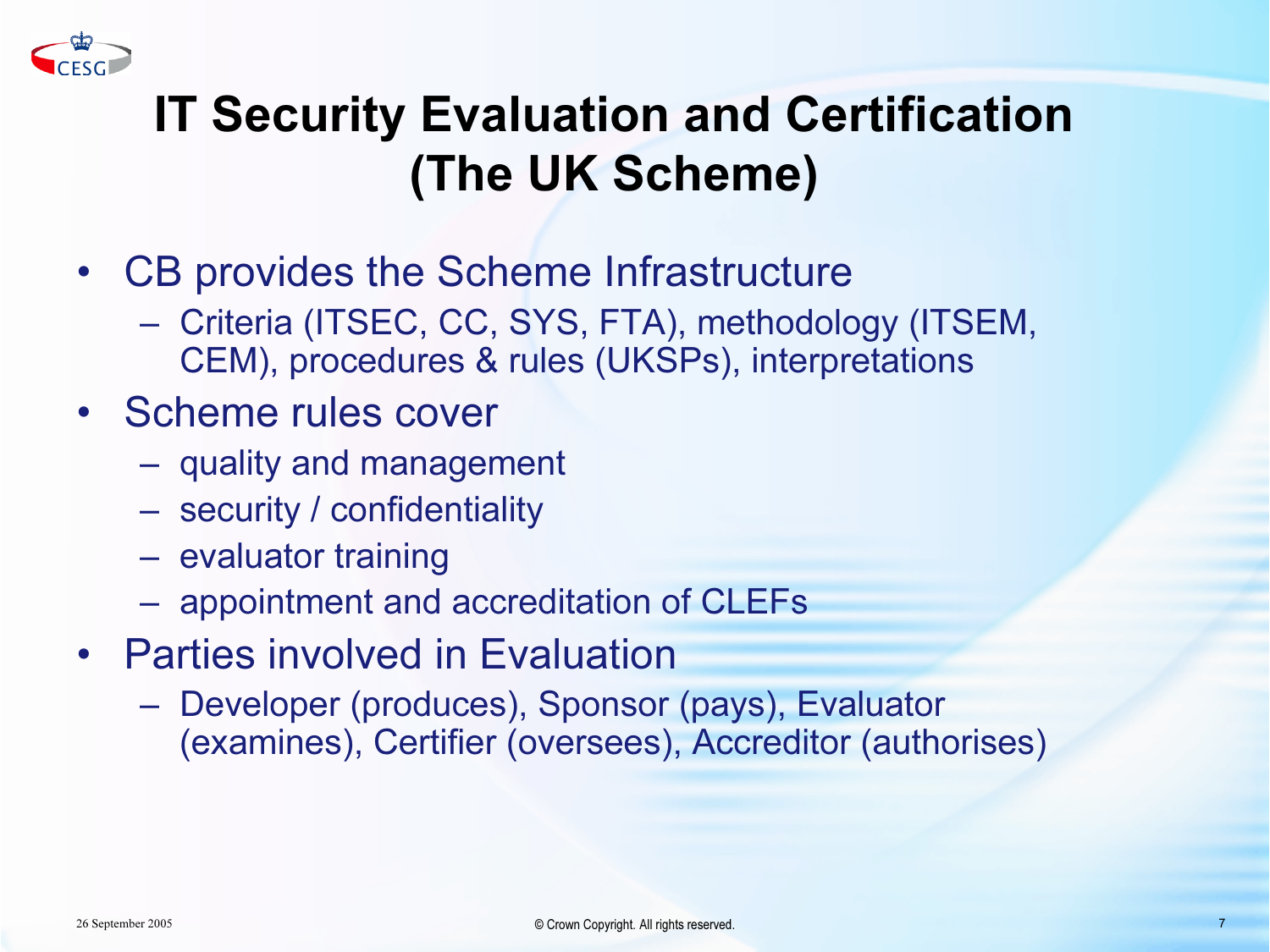# IT Security Evaluation and Certification (The UK Scheme)

- CB provides the Scheme Infrastructure
  - Criteria (ITSEC, CC, SYS, FTA), methodology (ITSEM, CEM), procedures & rules (UKSPs), interpretations
- Scheme rules cover
  - quality and management
  - security / confidentiality
  - evaluator training
  - appointment and accreditation of CLEFs
- Parties involved in Evaluation
  - Developer (produces), Sponsor (pays), Evaluator (examines), Certifier (oversees), Accreditor (authorises)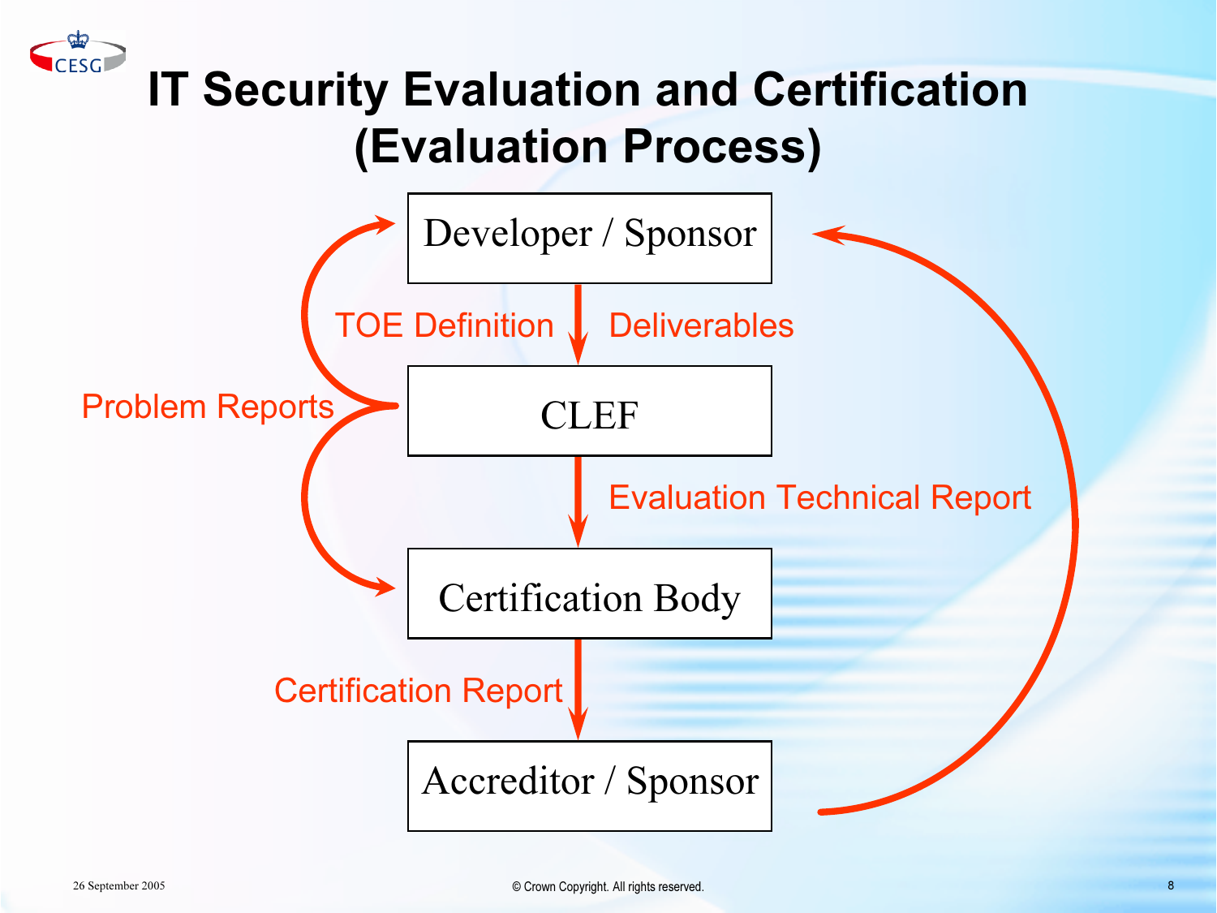# IT Security Evaluation and Certification (Evaluation Process)

Developer / Sponsor

TOE Definition

Deliverables

CLEF

Problem Reports

Evaluation Technical Report

Certification Body

Certification Report

Accreditor / Sponsor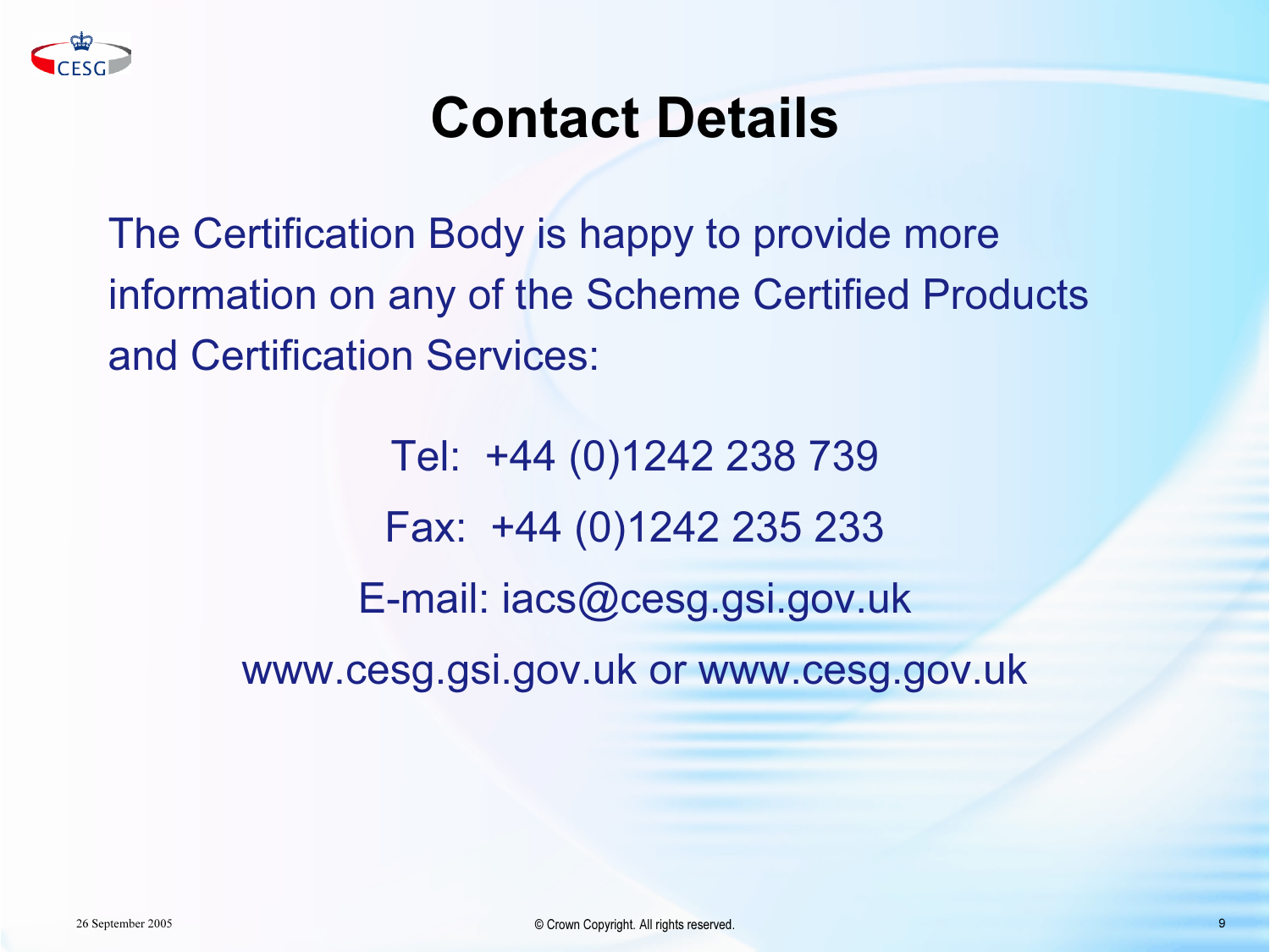# Contact Details

The Certification Body is happy to provide more information on any of the Scheme Certified Products and Certification Services:

Tel: +44 (0)1242 238 739

Fax: +44 (0)1242 235 233

E-mail: iacs@cesg.gsi.gov.uk

www.cesg.gsi.gov.uk or www.cesg.gov.uk